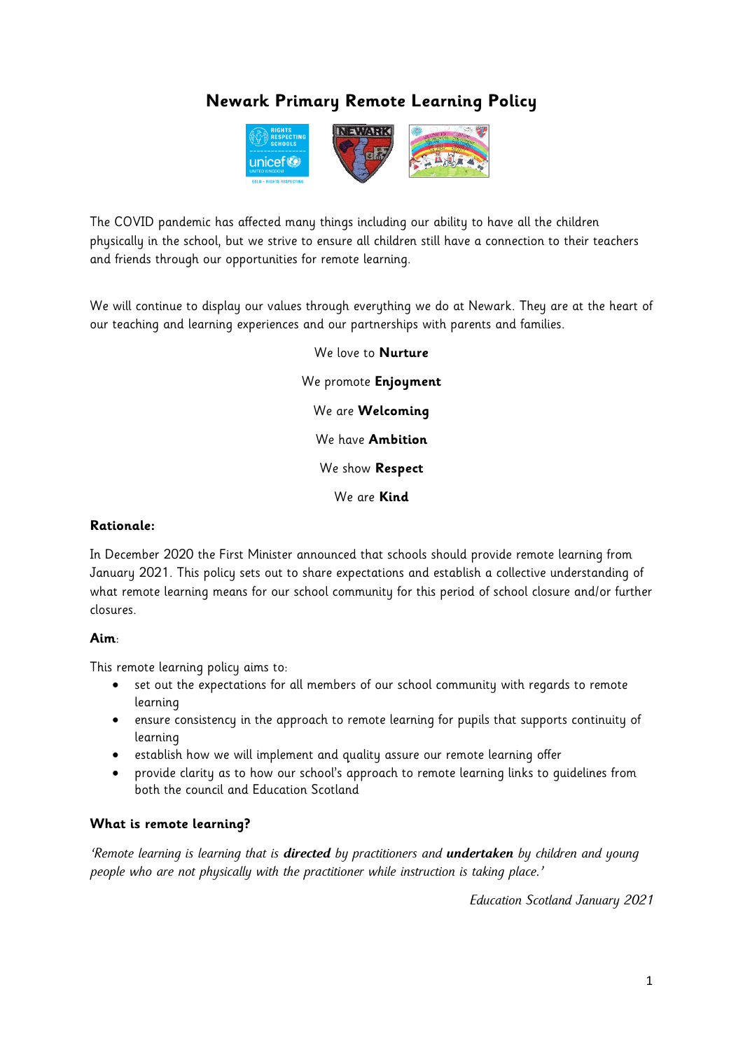# Newark Primary Remote Learning Policy

The COVID pandemic has affected many things including our ability to have all the children physically in the school, but we strive to ensure all children still have a connection to their teachers and friends through our opportunities for remote learning.

We will continue to display our values through everything we do at Newark. They are at the heart of our teaching and learning experiences and our partnerships with parents and families.

We love to **Nurture**

We promote **Enjoyment**

We are **Welcoming**

We have **Ambition**

We show **Respect**

We are **Kind**

### Rationale:

In December 2020 the First Minister announced that schools should provide remote learning from January 2021. This policy sets out to share expectations and establish a collective understanding of what remote learning means for our school community for this period of school closure and/or further closures.

### Aim:

This remote learning policy aims to:

- set out the expectations for all members of our school community with regards to remote learning
- ensure consistency in the approach to remote learning for pupils that supports continuity of learning
- establish how we will implement and quality assure our remote learning offer
- provide clarity as to how our school's approach to remote learning links to guidelines from both the council and Education Scotland

### What is remote learning?

*'Remote learning is learning that is **directed** by practitioners and **undertaken** by children and young people who are not physically with the practitioner while instruction is taking place.'*

*Education Scotland January 2021*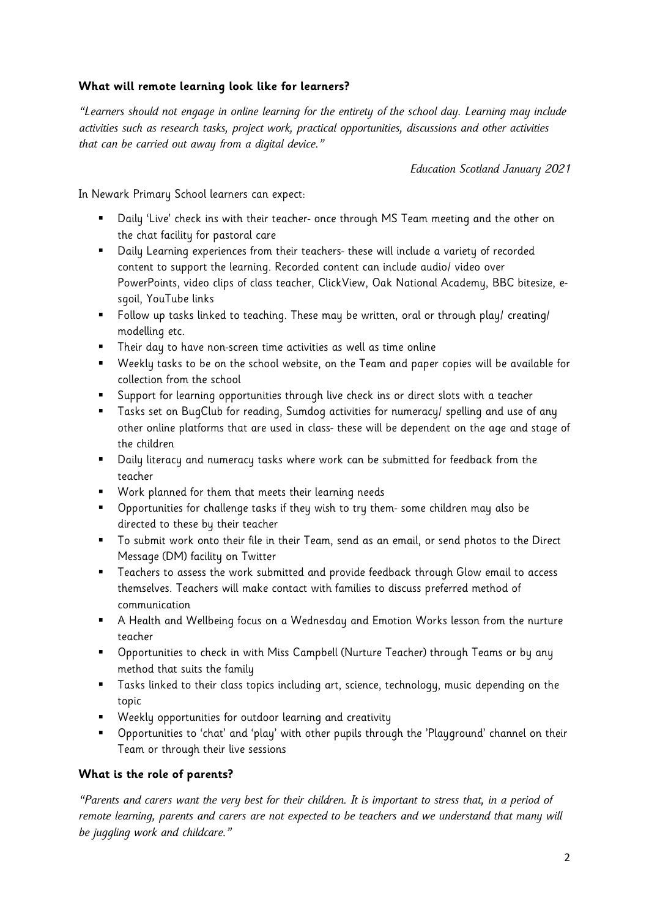### **What will remote learning look like for learners?**

*"Learners should not engage in online learning for the entirety of the school day. Learning may include activities such as research tasks, project work, practical opportunities, discussions and other activities that can be carried out away from a digital device."*

*Education Scotland January 2021*

In Newark Primary School learners can expect:

- Daily 'Live' check ins with their teacher- once through MS Team meeting and the other on the chat facility for pastoral care
- Daily Learning experiences from their teachers- these will include a variety of recorded content to support the learning. Recorded content can include audio/ video over PowerPoints, video clips of class teacher, ClickView, Oak National Academy, BBC bitesize, e-sgoil, YouTube links
- Follow up tasks linked to teaching. These may be written, oral or through play/ creating/ modelling etc.
- Their day to have non-screen time activities as well as time online
- Weekly tasks to be on the school website, on the Team and paper copies will be available for collection from the school
- Support for learning opportunities through live check ins or direct slots with a teacher
- Tasks set on BugClub for reading, Sumdog activities for numeracy/ spelling and use of any other online platforms that are used in class- these will be dependent on the age and stage of the children
- Daily literacy and numeracy tasks where work can be submitted for feedback from the teacher
- Work planned for them that meets their learning needs
- Opportunities for challenge tasks if they wish to try them- some children may also be directed to these by their teacher
- To submit work onto their file in their Team, send as an email, or send photos to the Direct Message (DM) facility on Twitter
- Teachers to assess the work submitted and provide feedback through Glow email to access themselves. Teachers will make contact with families to discuss preferred method of communication
- A Health and Wellbeing focus on a Wednesday and Emotion Works lesson from the nurture teacher
- Opportunities to check in with Miss Campbell (Nurture Teacher) through Teams or by any method that suits the family
- Tasks linked to their class topics including art, science, technology, music depending on the topic
- Weekly opportunities for outdoor learning and creativity
- Opportunities to 'chat' and 'play' with other pupils through the 'Playground' channel on their Team or through their live sessions

### **What is the role of parents?**

*"Parents and carers want the very best for their children. It is important to stress that, in a period of remote learning, parents and carers are not expected to be teachers and we understand that many will be juggling work and childcare."*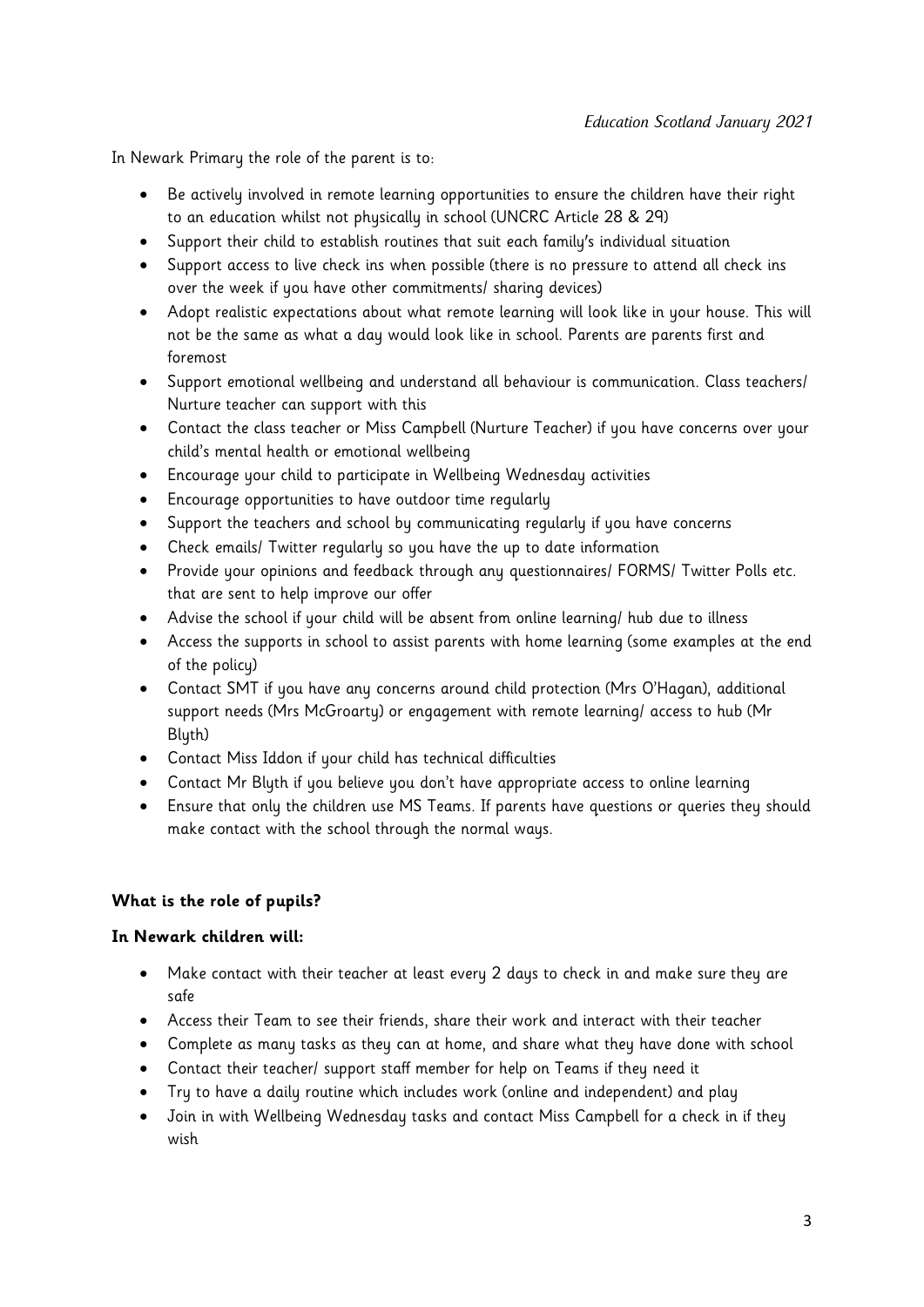*Education Scotland January 2021*

In Newark Primary the role of the parent is to:

- Be actively involved in remote learning opportunities to ensure the children have their right to an education whilst not physically in school (UNCRC Article 28 & 29)
- Support their child to establish routines that suit each family's individual situation
- Support access to live check ins when possible (there is no pressure to attend all check ins over the week if you have other commitments/ sharing devices)
- Adopt realistic expectations about what remote learning will look like in your house. This will not be the same as what a day would look like in school. Parents are parents first and foremost
- Support emotional wellbeing and understand all behaviour is communication. Class teachers/ Nurture teacher can support with this
- Contact the class teacher or Miss Campbell (Nurture Teacher) if you have concerns over your child's mental health or emotional wellbeing
- Encourage your child to participate in Wellbeing Wednesday activities
- Encourage opportunities to have outdoor time regularly
- Support the teachers and school by communicating regularly if you have concerns
- Check emails/ Twitter regularly so you have the up to date information
- Provide your opinions and feedback through any questionnaires/ FORMS/ Twitter Polls etc. that are sent to help improve our offer
- Advise the school if your child will be absent from online learning/ hub due to illness
- Access the supports in school to assist parents with home learning (some examples at the end of the policy)
- Contact SMT if you have any concerns around child protection (Mrs O'Hagan), additional support needs (Mrs McGroarty) or engagement with remote learning/ access to hub (Mr Blyth)
- Contact Miss Iddon if your child has technical difficulties
- Contact Mr Blyth if you believe you don't have appropriate access to online learning
- Ensure that only the children use MS Teams. If parents have questions or queries they should make contact with the school through the normal ways.

**What is the role of pupils?**

**In Newark children will:**

- Make contact with their teacher at least every 2 days to check in and make sure they are safe
- Access their Team to see their friends, share their work and interact with their teacher
- Complete as many tasks as they can at home, and share what they have done with school
- Contact their teacher/ support staff member for help on Teams if they need it
- Try to have a daily routine which includes work (online and independent) and play
- Join in with Wellbeing Wednesday tasks and contact Miss Campbell for a check in if they wish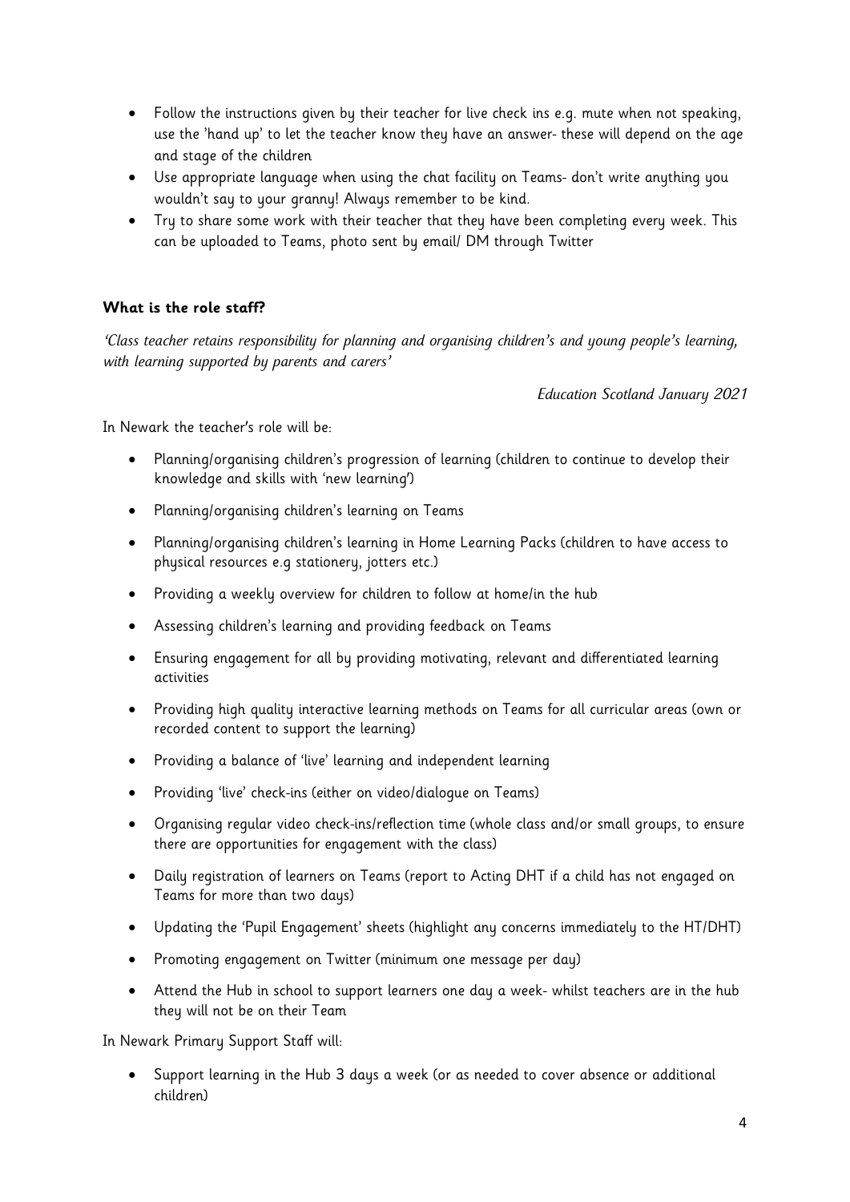- Follow the instructions given by their teacher for live check ins e.g. mute when not speaking, use the 'hand up' to let the teacher know they have an answer- these will depend on the age and stage of the children
- Use appropriate language when using the chat facility on Teams- don't write anything you wouldn't say to your granny! Always remember to be kind.
- Try to share some work with their teacher that they have been completing every week. This can be uploaded to Teams, photo sent by email/ DM through Twitter

**What is the role staff?**

*'Class teacher retains responsibility for planning and organising children's and young people's learning, with learning supported by parents and carers'*

*Education Scotland January 2021*

In Newark the teacher's role will be:

- Planning/organising children's progression of learning (children to continue to develop their knowledge and skills with 'new learning')
- Planning/organising children's learning on Teams
- Planning/organising children's learning in Home Learning Packs (children to have access to physical resources e.g stationery, jotters etc.)
- Providing a weekly overview for children to follow at home/in the hub
- Assessing children's learning and providing feedback on Teams
- Ensuring engagement for all by providing motivating, relevant and differentiated learning activities
- Providing high quality interactive learning methods on Teams for all curricular areas (own or recorded content to support the learning)
- Providing a balance of 'live' learning and independent learning
- Providing 'live' check-ins (either on video/dialogue on Teams)
- Organising regular video check-ins/reflection time (whole class and/or small groups, to ensure there are opportunities for engagement with the class)
- Daily registration of learners on Teams (report to Acting DHT if a child has not engaged on Teams for more than two days)
- Updating the 'Pupil Engagement' sheets (highlight any concerns immediately to the HT/DHT)
- Promoting engagement on Twitter (minimum one message per day)
- Attend the Hub in school to support learners one day a week- whilst teachers are in the hub they will not be on their Team

In Newark Primary Support Staff will:

- Support learning in the Hub 3 days a week (or as needed to cover absence or additional children)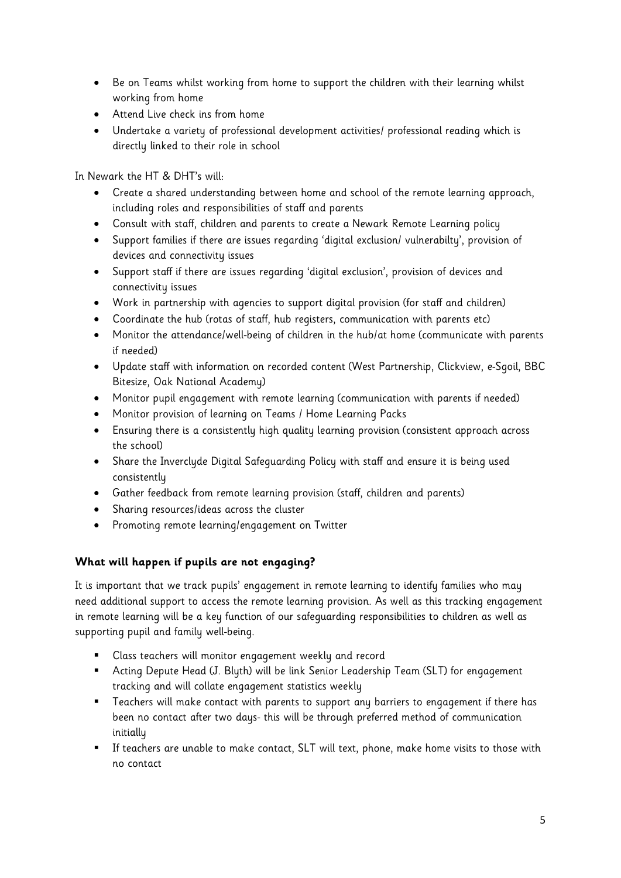- Be on Teams whilst working from home to support the children with their learning whilst working from home
- Attend Live check ins from home
- Undertake a variety of professional development activities/ professional reading which is directly linked to their role in school

In Newark the HT & DHT's will:

- Create a shared understanding between home and school of the remote learning approach, including roles and responsibilities of staff and parents
- Consult with staff, children and parents to create a Newark Remote Learning policy
- Support families if there are issues regarding 'digital exclusion/ vulnerabilty', provision of devices and connectivity issues
- Support staff if there are issues regarding 'digital exclusion', provision of devices and connectivity issues
- Work in partnership with agencies to support digital provision (for staff and children)
- Coordinate the hub (rotas of staff, hub registers, communication with parents etc)
- Monitor the attendance/well-being of children in the hub/at home (communicate with parents if needed)
- Update staff with information on recorded content (West Partnership, Clickview, e-Sgoil, BBC Bitesize, Oak National Academy)
- Monitor pupil engagement with remote learning (communication with parents if needed)
- Monitor provision of learning on Teams / Home Learning Packs
- Ensuring there is a consistently high quality learning provision (consistent approach across the school)
- Share the Inverclyde Digital Safeguarding Policy with staff and ensure it is being used consistently
- Gather feedback from remote learning provision (staff, children and parents)
- Sharing resources/ideas across the cluster
- Promoting remote learning/engagement on Twitter

**What will happen if pupils are not engaging?**

It is important that we track pupils' engagement in remote learning to identify families who may need additional support to access the remote learning provision. As well as this tracking engagement in remote learning will be a key function of our safeguarding responsibilities to children as well as supporting pupil and family well-being.

- Class teachers will monitor engagement weekly and record
- Acting Depute Head (J. Blyth) will be link Senior Leadership Team (SLT) for engagement tracking and will collate engagement statistics weekly
- Teachers will make contact with parents to support any barriers to engagement if there has been no contact after two days- this will be through preferred method of communication initially
- If teachers are unable to make contact, SLT will text, phone, make home visits to those with no contact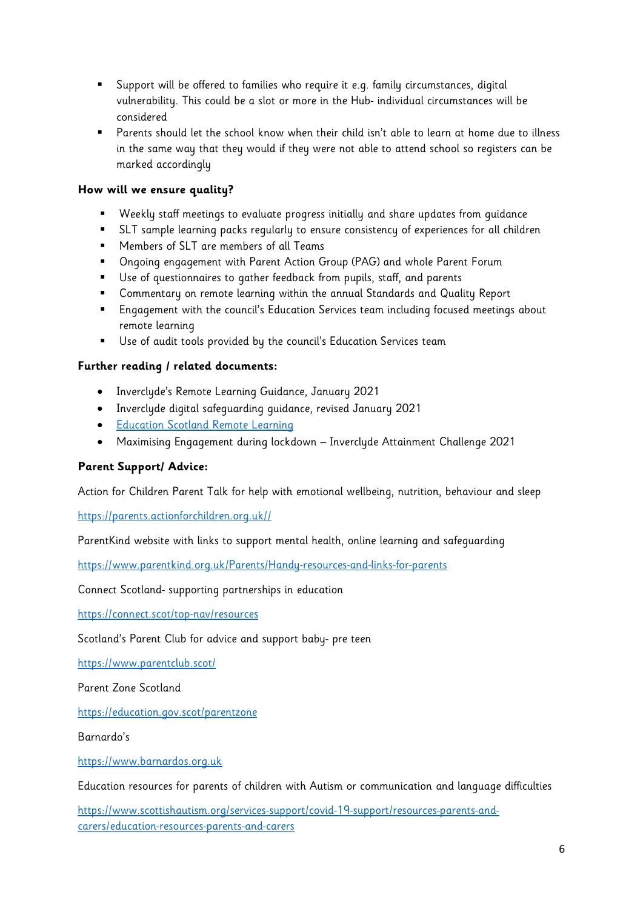- Support will be offered to families who require it e.g. family circumstances, digital vulnerability. This could be a slot or more in the Hub- individual circumstances will be considered
- Parents should let the school know when their child isn't able to learn at home due to illness in the same way that they would if they were not able to attend school so registers can be marked accordingly

**How will we ensure quality?**

- Weekly staff meetings to evaluate progress initially and share updates from guidance
- SLT sample learning packs regularly to ensure consistency of experiences for all children
- Members of SLT are members of all Teams
- Ongoing engagement with Parent Action Group (PAG) and whole Parent Forum
- Use of questionnaires to gather feedback from pupils, staff, and parents
- Commentary on remote learning within the annual Standards and Quality Report
- Engagement with the council's Education Services team including focused meetings about remote learning
- Use of audit tools provided by the council's Education Services team

**Further reading / related documents:**

- Inverclyde's Remote Learning Guidance, January 2021
- Inverclyde digital safeguarding guidance, revised January 2021
- Education Scotland Remote Learning
- Maximising Engagement during lockdown – Inverclyde Attainment Challenge 2021

**Parent Support/ Advice:**

Action for Children Parent Talk for help with emotional wellbeing, nutrition, behaviour and sleep

https://parents.actionforchildren.org.uk//

ParentKind website with links to support mental health, online learning and safeguarding

https://www.parentkind.org.uk/Parents/Handy-resources-and-links-for-parents

Connect Scotland- supporting partnerships in education

https://connect.scot/top-nav/resources

Scotland's Parent Club for advice and support baby- pre teen

https://www.parentclub.scot/

Parent Zone Scotland

https://education.gov.scot/parentzone

Barnardo's

https://www.barnardos.org.uk

Education resources for parents of children with Autism or communication and language difficulties

https://www.scottishautism.org/services-support/covid-19-support/resources-parents-and-carers/education-resources-parents-and-carers